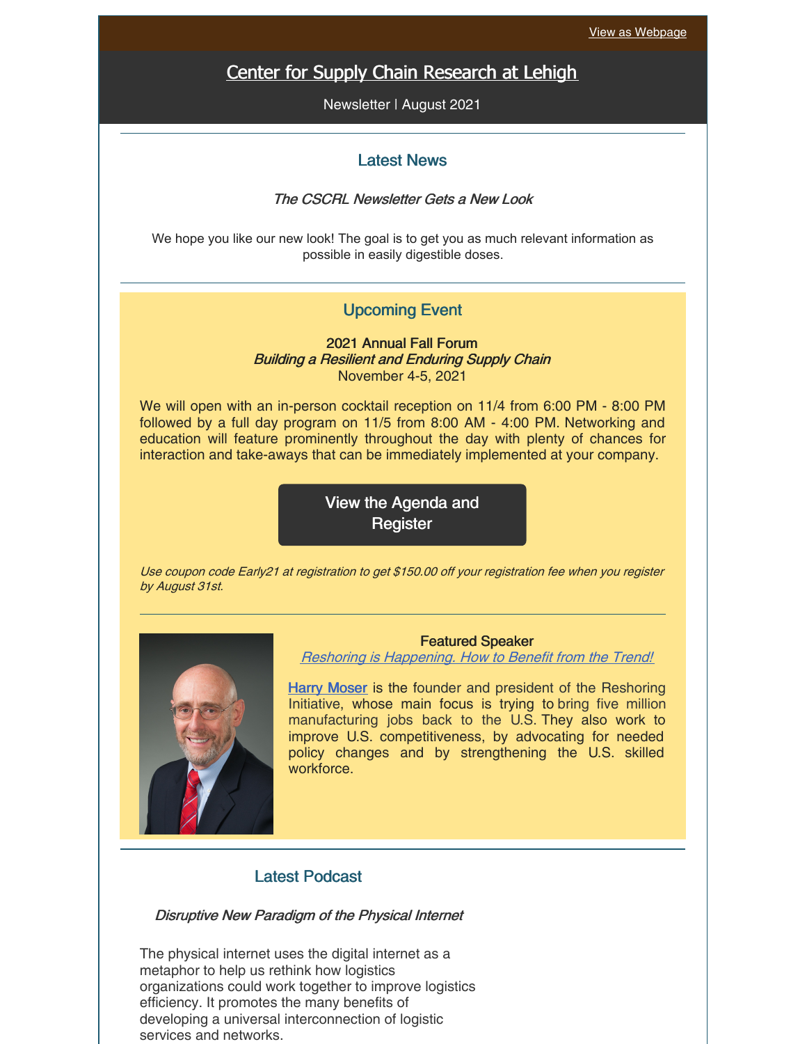View as Webpage

# Center for Supply Chain Research at Lehigh

Newsletter | August 2021

## Latest News

*The CSCRL Newsletter Gets a New Look*

We hope you like our new look! The goal is to get you as much relevant information as possible in easily digestible doses.

## Upcoming Event

2021 Annual Fall Forum
*Building a Resilient and Enduring Supply Chain*
November 4-5, 2021

We will open with an in-person cocktail reception on 11/4 from 6:00 PM - 8:00 PM followed by a full day program on 11/5 from 8:00 AM - 4:00 PM. Networking and education will feature prominently throughout the day with plenty of chances for interaction and take-aways that can be immediately implemented at your company.

View the Agenda and Register

*Use coupon code Early21 at registration to get $150.00 off your registration fee when you register by August 31st.*

Featured Speaker
*Reshoring is Happening. How to Benefit from the Trend!*

Harry Moser is the founder and president of the Reshoring Initiative, whose main focus is trying to bring five million manufacturing jobs back to the U.S. They also work to improve U.S. competitiveness, by advocating for needed policy changes and by strengthening the U.S. skilled workforce.

## Latest Podcast

*Disruptive New Paradigm of the Physical Internet*

The physical internet uses the digital internet as a metaphor to help us rethink how logistics organizations could work together to improve logistics efficiency. It promotes the many benefits of developing a universal interconnection of logistic services and networks.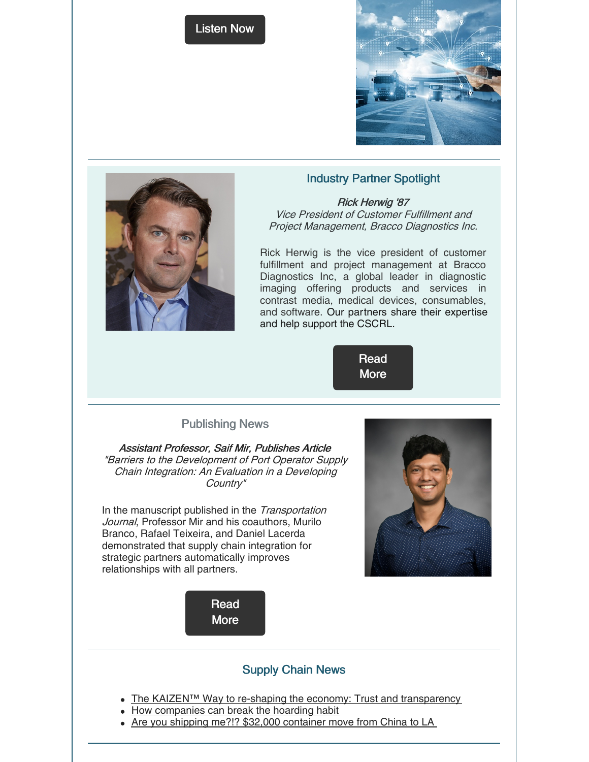Listen Now

## Industry Partner Spotlight

***Rick Herwig '87***
*Vice President of Customer Fulfillment and Project Management, Bracco Diagnostics Inc.*

Rick Herwig is the vice president of customer fulfillment and project management at Bracco Diagnostics Inc, a global leader in diagnostic imaging offering products and services in contrast media, medical devices, consumables, and software. Our partners share their expertise and help support the CSCRL.

Read More

## Publishing News

***Assistant Professor, Saif Mir, Publishes Article***
*"Barriers to the Development of Port Operator Supply Chain Integration: An Evaluation in a Developing Country"*

In the manuscript published in the *Transportation Journal*, Professor Mir and his coauthors, Murilo Branco, Rafael Teixeira, and Daniel Lacerda demonstrated that supply chain integration for strategic partners automatically improves relationships with all partners.

Read More

## Supply Chain News

- The KAIZEN™ Way to re-shaping the economy: Trust and transparency
- How companies can break the hoarding habit
- Are you shipping me?!? $32,000 container move from China to LA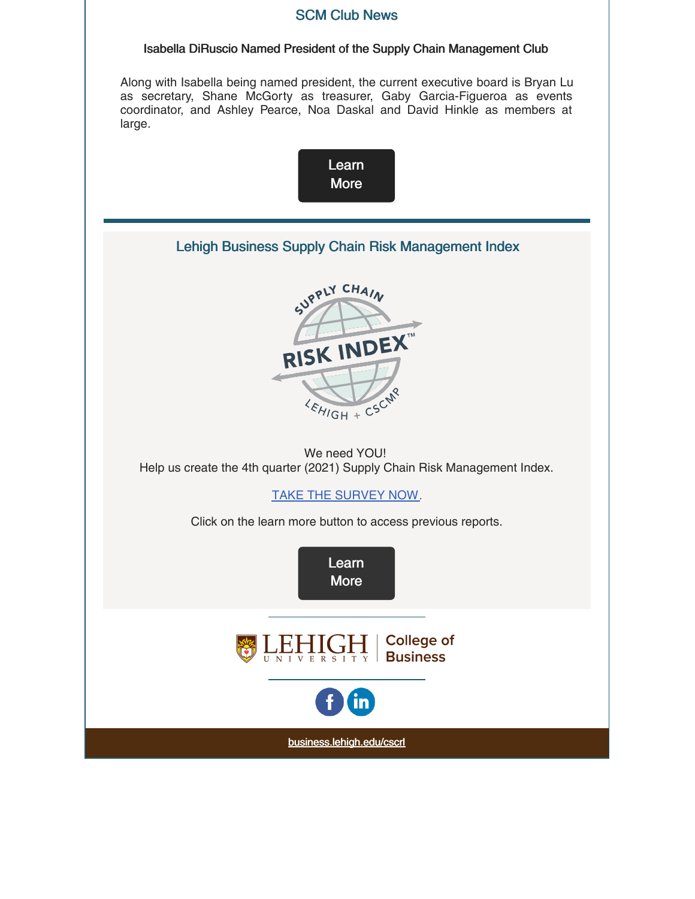## SCM Club News

**Isabella DiRuscio Named President of the Supply Chain Management Club**

Along with Isabella being named president, the current executive board is Bryan Lu as secretary, Shane McGorty as treasurer, Gaby Garcia-Figueroa as events coordinator, and Ashley Pearce, Noa Daskal and David Hinkle as members at large.

Learn More

## Lehigh Business Supply Chain Risk Management Index

SUPPLY CHAIN RISK INDEX™ LEHIGH + CSCMP

We need YOU!
Help us create the 4th quarter (2021) Supply Chain Risk Management Index.

TAKE THE SURVEY NOW.

Click on the learn more button to access previous reports.

Learn More

LEHIGH UNIVERSITY | College of Business

business.lehigh.edu/cscrl